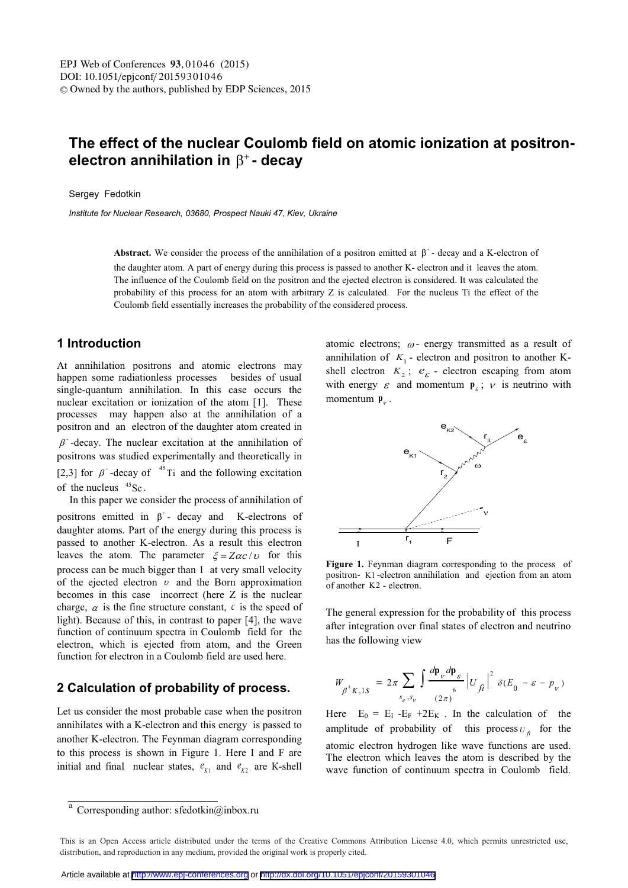# The effect of the nuclear Coulomb field on atomic ionization at positron-electron annihilation in $\beta^+$- decay

Sergey Fedotkin

*Institute for Nuclear Research, 03680, Prospect Nauki 47, Kiev, Ukraine*

**Abstract.** We consider the process of the annihilation of a positron emitted at $\beta^+$- decay and a K-electron of the daughter atom. A part of energy during this process is passed to another K- electron and it leaves the atom. The influence of the Coulomb field on the positron and the ejected electron is considered. It was calculated the probability of this process for an atom with arbitrary Z is calculated. For the nucleus Ti the effect of the Coulomb field essentially increases the probability of the considered process.

## 1 Introduction

At annihilation positrons and atomic electrons may happen some radiationless processes besides of usual single-quantum annihilation. In this case occurs the nuclear excitation or ionization of the atom [1]. These processes may happen also at the annihilation of a positron and an electron of the daughter atom created in $\beta^+$-decay. The nuclear excitation at the annihilation of positrons was studied experimentally and theoretically in [2,3] for $\beta^+$-decay of $^{45}$Ti and the following excitation of the nucleus $^{45}$Sc.

In this paper we consider the process of annihilation of positrons emitted in $\beta^+$- decay and K-electrons of daughter atoms. Part of the energy during this process is passed to another K-electron. As a result this electron leaves the atom. The parameter $\xi = Z\alpha c/\upsilon$ for this process can be much bigger than 1 at very small velocity of the ejected electron $\upsilon$ and the Born approximation becomes in this case incorrect (here Z is the nuclear charge, $\alpha$ is the fine structure constant, $c$ is the speed of light). Because of this, in contrast to paper [4], the wave function of continuum spectra in Coulomb field for the electron, which is ejected from atom, and the Green function for electron in a Coulomb field are used here.

## 2 Calculation of probability of process.

Let us consider the most probable case when the positron annihilates with a K-electron and this energy is passed to another K-electron. The Feynman diagram corresponding to this process is shown in Figure 1. Here I and F are initial and final nuclear states, $e_{K1}$ and $e_{K2}$ are K-shell atomic electrons; $\omega$- energy transmitted as a result of annihilation of $K_1$- electron and positron to another K-shell electron $K_2$; $e_\varepsilon$ - electron escaping from atom with energy $\varepsilon$ and momentum $\mathbf{p}_\varepsilon$; $\nu$ is neutrino with momentum $\mathbf{p}_\nu$.

**Figure 1.** Feynman diagram corresponding to the process of positron- K1-electron annihilation and ejection from an atom of another K2 - electron.

The general expression for the probability of this process after integration over final states of electron and neutrino has the following view

$$W_{\beta^+K,1S} = 2\pi \sum_{s_e, s_\nu} \int \frac{d\mathbf{p}_\nu d\mathbf{p}_\varepsilon}{(2\pi)^6} \left| U_{fi} \right|^2 \delta(E_0 - \varepsilon - p_\nu)$$

Here $E_0 = E_I - E_F + 2E_K$. In the calculation of the amplitude of probability of this process $U_{fi}$ for the atomic electron hydrogen like wave functions are used. The electron which leaves the atom is described by the wave function of continuum spectra in Coulomb field.

---

[a] Corresponding author: sfedotkin@inbox.ru

This is an Open Access article distributed under the terms of the Creative Commons Attribution License 4.0, which permits unrestricted use, distribution, and reproduction in any medium, provided the original work is properly cited.

Article available at http://www.epj-conferences.org or http://dx.doi.org/10.1051/epjconf/20159301046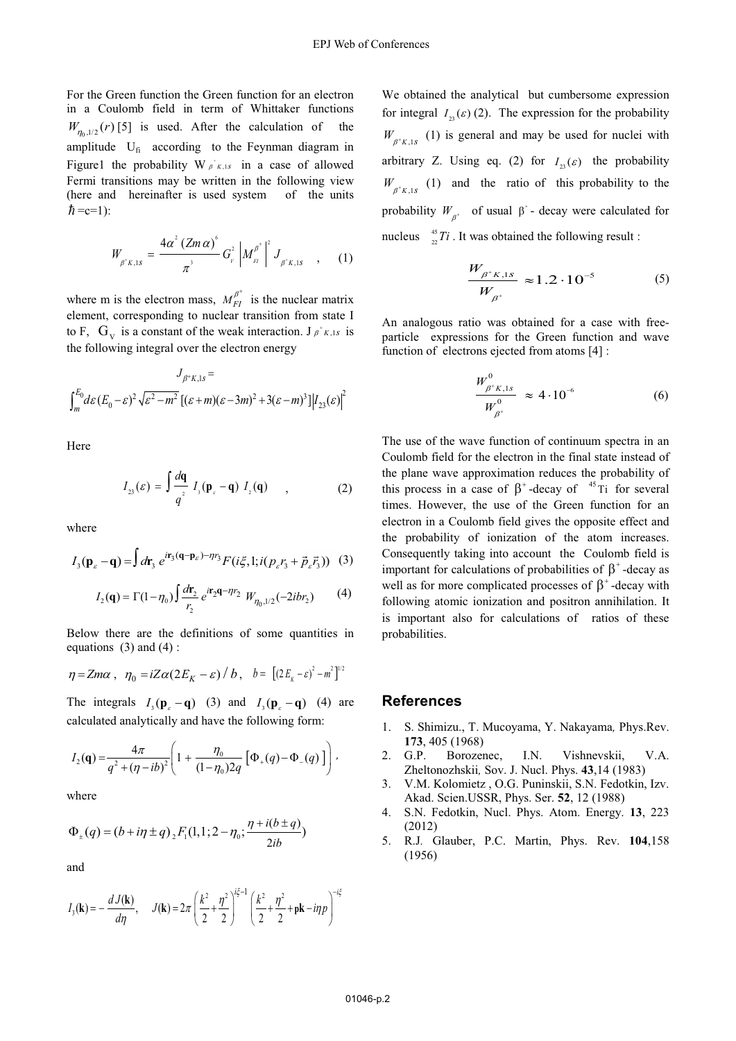For the Green function the Green function for an electron in a Coulomb field in term of Whittaker functions $W_{\eta_0,1/2}(r)$ [5] is used. After the calculation of the amplitude $U_{fi}$ according to the Feynman diagram in Figure1 the probability $W_{\beta^+K,1s}$ in a case of allowed Fermi transitions may be written in the following view (here and hereinafter is used system of the units $\hbar$=c=1):

$$W_{\beta^+K,1s} = \frac{4\alpha^2 (Zm\alpha)^6}{\pi^3} G_V^2 \left| M_{FI}^{\beta^+} \right|^2 J_{\beta^+K,1s} \quad , \qquad (1)$$

where m is the electron mass, $M_{FI}^{\beta^+}$ is the nuclear matrix element, corresponding to nuclear transition from state I to F, $G_V$ is a constant of the weak interaction. $J_{\beta^+K,1s}$ is the following integral over the electron energy

$$J_{\beta^+K,1s} = \int_m^{E_0} d\varepsilon\, (E_0-\varepsilon)^2 \sqrt{\varepsilon^2-m^2}\, [(\varepsilon+m)(\varepsilon-3m)^2 + 3(\varepsilon-m)^3] \left| I_{23}(\varepsilon) \right|^2$$

Here

$$I_{23}(\varepsilon) = \int \frac{d\mathbf{q}}{q^2} I_3(\mathbf{p}_\varepsilon - \mathbf{q})\, I_2(\mathbf{q}) \quad , \qquad (2)$$

where

$$I_3(\mathbf{p}_\varepsilon - \mathbf{q}) = \int d\mathbf{r}_3\, e^{i\mathbf{r}_3(\mathbf{q}-\mathbf{p}_\varepsilon) - \eta r_3} F(i\xi, 1; i(p_\varepsilon r_3 + \vec{p}_\varepsilon \vec{r}_3)) \quad (3)$$

$$I_2(\mathbf{q}) = \Gamma(1-\eta_0) \int \frac{d\mathbf{r}_2}{r_2} e^{i\mathbf{r}_2\mathbf{q} - \eta r_2}\, W_{\eta_0,1/2}(-2ibr_2) \qquad (4)$$

Below there are the definitions of some quantities in equations (3) and (4) :

$\eta = Zm\alpha$ , $\eta_0 = iZ\alpha(2E_K - \varepsilon)/b$ , $b = \left[(2E_K - \varepsilon)^2 - m^2\right]^{1/2}$

The integrals $I_3(\mathbf{p}_\varepsilon - \mathbf{q})$ (3) and $I_3(\mathbf{p}_\varepsilon - \mathbf{q})$ (4) are calculated analytically and have the following form:

$$I_2(\mathbf{q}) = \frac{4\pi}{q^2 + (\eta - ib)^2} \left( 1 + \frac{\eta_0}{(1-\eta_0)2q} \left[ \Phi_+(q) - \Phi_-(q) \right] \right) ,$$

where

$$\Phi_\pm(q) = (b + i\eta \pm q)\, {}_2F_1(1,1;2-\eta_0; \frac{\eta + i(b \pm q)}{2ib})$$

and

$$I_3(\mathbf{k}) = -\frac{dJ(\mathbf{k})}{d\eta}, \quad J(\mathbf{k}) = 2\pi \left( \frac{k^2}{2} + \frac{\eta^2}{2} \right)^{i\xi - 1} \left( \frac{k^2}{2} + \frac{\eta^2}{2} + \mathbf{pk} - i\eta p \right)^{-i\xi}$$

We obtained the analytical but cumbersome expression for integral $I_{23}(\varepsilon)$ (2). The expression for the probability $W_{\beta^+K,1s}$ (1) is general and may be used for nuclei with arbitrary Z. Using eq. (2) for $I_{23}(\varepsilon)$ the probability $W_{\beta^+K,1s}$ (1) and the ratio of this probability to the probability $W_{\beta^+}$ of usual $\beta^+$- decay were calculated for nucleus $^{45}_{22}Ti$ . It was obtained the following result :

$$\frac{W_{\beta^+K,1s}}{W_{\beta^+}} \approx 1.2 \cdot 10^{-5} \qquad (5)$$

An analogous ratio was obtained for a case with free-particle expressions for the Green function and wave function of electrons ejected from atoms [4] :

$$\frac{W^0_{\beta^+K,1s}}{W^0_{\beta^+}} \approx 4 \cdot 10^{-6} \qquad (6)$$

The use of the wave function of continuum spectra in an Coulomb field for the electron in the final state instead of the plane wave approximation reduces the probability of this process in a case of $\beta^+$-decay of $^{45}$Ti for several times. However, the use of the Green function for an electron in a Coulomb field gives the opposite effect and the probability of ionization of the atom increases. Consequently taking into account the Coulomb field is important for calculations of probabilities of $\beta^+$-decay as well as for more complicated processes of $\beta^+$-decay with following atomic ionization and positron annihilation. It is important also for calculations of ratios of these probabilities.

## References

1. S. Shimizu., T. Mucoyama, Y. Nakayama, Phys.Rev. **173**, 405 (1968)
2. G.P. Borozenec, I.N. Vishnevskii, V.A. Zheltonozhskii, Sov. J. Nucl. Phys. **43**,14 (1983)
3. V.M. Kolomietz , O.G. Puninskii, S.N. Fedotkin, Izv. Akad. Scien.USSR, Phys. Ser. **52**, 12 (1988)
4. S.N. Fedotkin, Nucl. Phys. Atom. Energy. **13**, 223 (2012)
5. R.J. Glauber, P.C. Martin, Phys. Rev. **104**,158 (1956)